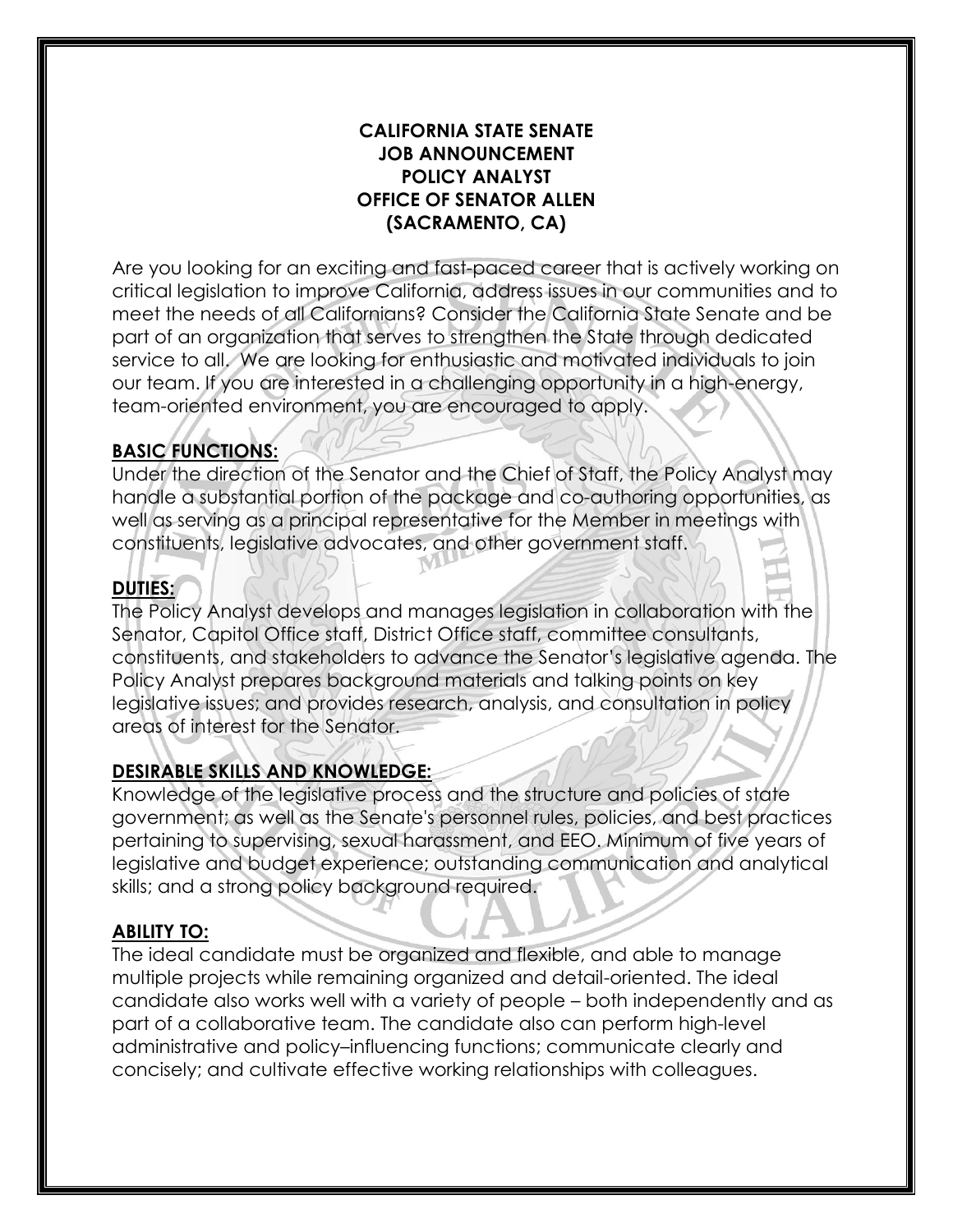**CALIFORNIA STATE SENATE**
**JOB ANNOUNCEMENT**
**POLICY ANALYST**
**OFFICE OF SENATOR ALLEN**
**(SACRAMENTO, CA)**

Are you looking for an exciting and fast-paced career that is actively working on critical legislation to improve California, address issues in our communities and to meet the needs of all Californians? Consider the California State Senate and be part of an organization that serves to strengthen the State through dedicated service to all. We are looking for enthusiastic and motivated individuals to join our team. If you are interested in a challenging opportunity in a high-energy, team-oriented environment, you are encouraged to apply.

## BASIC FUNCTIONS:

Under the direction of the Senator and the Chief of Staff, the Policy Analyst may handle a substantial portion of the package and co-authoring opportunities, as well as serving as a principal representative for the Member in meetings with constituents, legislative advocates, and other government staff.

## DUTIES:

The Policy Analyst develops and manages legislation in collaboration with the Senator, Capitol Office staff, District Office staff, committee consultants, constituents, and stakeholders to advance the Senator's legislative agenda. The Policy Analyst prepares background materials and talking points on key legislative issues; and provides research, analysis, and consultation in policy areas of interest for the Senator.

## DESIRABLE SKILLS AND KNOWLEDGE:

Knowledge of the legislative process and the structure and policies of state government; as well as the Senate's personnel rules, policies, and best practices pertaining to supervising, sexual harassment, and EEO. Minimum of five years of legislative and budget experience; outstanding communication and analytical skills; and a strong policy background required.

## ABILITY TO:

The ideal candidate must be organized and flexible, and able to manage multiple projects while remaining organized and detail-oriented. The ideal candidate also works well with a variety of people – both independently and as part of a collaborative team. The candidate also can perform high-level administrative and policy–influencing functions; communicate clearly and concisely; and cultivate effective working relationships with colleagues.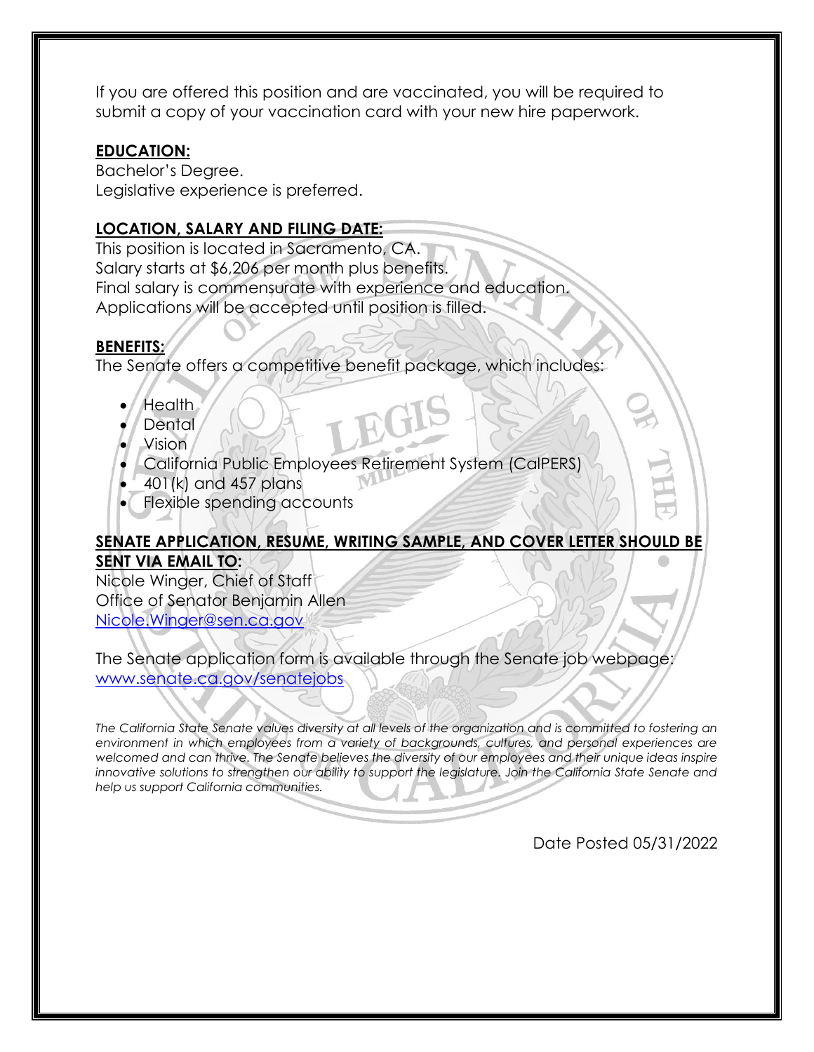If you are offered this position and are vaccinated, you will be required to submit a copy of your vaccination card with your new hire paperwork.

**EDUCATION:**

Bachelor's Degree.
Legislative experience is preferred.

**LOCATION, SALARY AND FILING DATE:**

This position is located in Sacramento, CA.
Salary starts at $6,206 per month plus benefits.
Final salary is commensurate with experience and education.
Applications will be accepted until position is filled.

**BENEFITS:**

The Senate offers a competitive benefit package, which includes:

- Health
- Dental
- Vision
- California Public Employees Retirement System (CalPERS)
- 401(k) and 457 plans
- Flexible spending accounts

**SENATE APPLICATION, RESUME, WRITING SAMPLE, AND COVER LETTER SHOULD BE SENT VIA EMAIL TO:**

Nicole Winger, Chief of Staff
Office of Senator Benjamin Allen
[Nicole.Winger@sen.ca.gov](mailto:Nicole.Winger@sen.ca.gov)

The Senate application form is available through the Senate job webpage: [www.senate.ca.gov/senatejobs](http://www.senate.ca.gov/senatejobs)

*The California State Senate values diversity at all levels of the organization and is committed to fostering an environment in which employees from a variety of backgrounds, cultures, and personal experiences are welcomed and can thrive. The Senate believes the diversity of our employees and their unique ideas inspire innovative solutions to strengthen our ability to support the legislature. Join the California State Senate and help us support California communities.*

Date Posted 05/31/2022